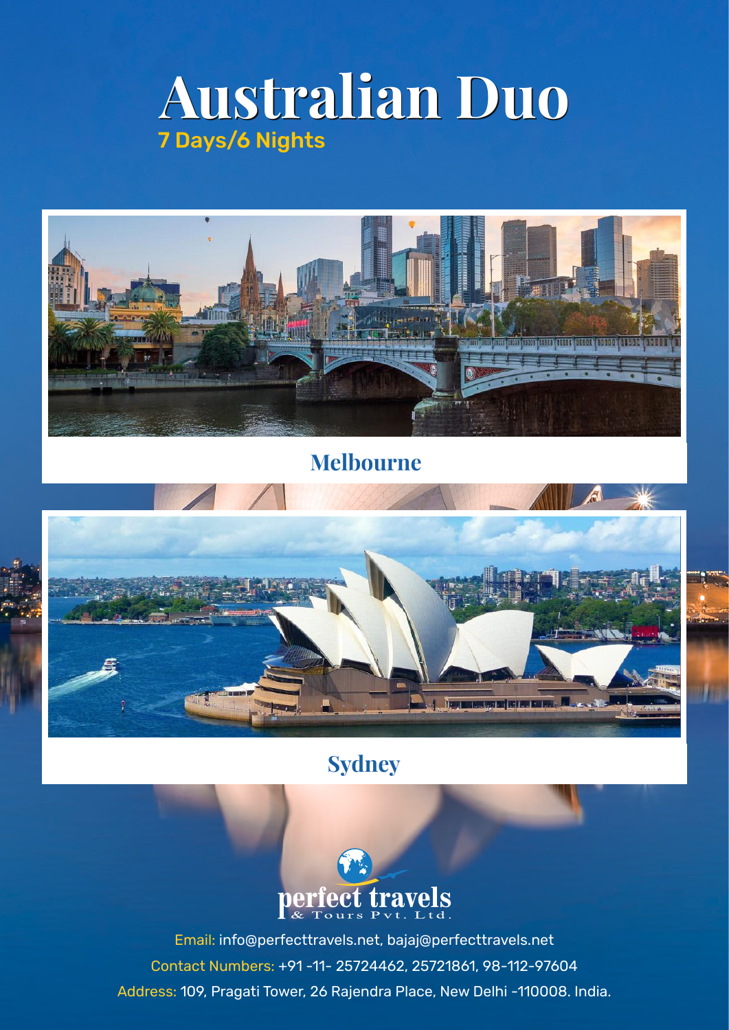# Australian Duo

7 Days/6 Nights

## Melbourne

## Sydney

perfect travels
& Tours Pvt. Ltd.

Email: info@perfecttravels.net, bajaj@perfecttravels.net

Contact Numbers: +91 -11- 25724462, 25721861, 98-112-97604

Address: 109, Pragati Tower, 26 Rajendra Place, New Delhi -110008. India.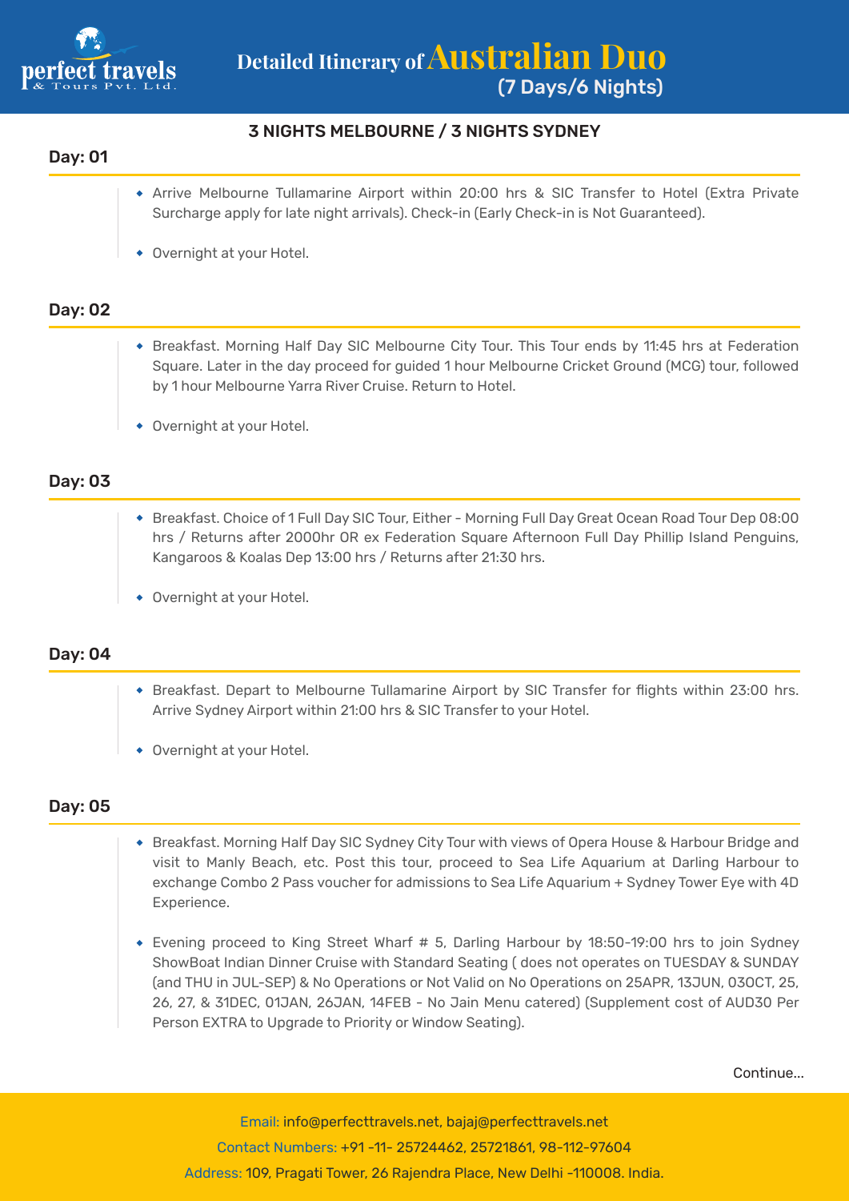# Detailed Itinerary of Australian Duo
## (7 Days/6 Nights)

### 3 NIGHTS MELBOURNE / 3 NIGHTS SYDNEY

### Day: 01

- Arrive Melbourne Tullamarine Airport within 20:00 hrs & SIC Transfer to Hotel (Extra Private Surcharge apply for late night arrivals). Check-in (Early Check-in is Not Guaranteed).
- Overnight at your Hotel.

### Day: 02

- Breakfast. Morning Half Day SIC Melbourne City Tour. This Tour ends by 11:45 hrs at Federation Square. Later in the day proceed for guided 1 hour Melbourne Cricket Ground (MCG) tour, followed by 1 hour Melbourne Yarra River Cruise. Return to Hotel.
- Overnight at your Hotel.

### Day: 03

- Breakfast. Choice of 1 Full Day SIC Tour, Either - Morning Full Day Great Ocean Road Tour Dep 08:00 hrs / Returns after 2000hr OR ex Federation Square Afternoon Full Day Phillip Island Penguins, Kangaroos & Koalas Dep 13:00 hrs / Returns after 21:30 hrs.
- Overnight at your Hotel.

### Day: 04

- Breakfast. Depart to Melbourne Tullamarine Airport by SIC Transfer for flights within 23:00 hrs. Arrive Sydney Airport within 21:00 hrs & SIC Transfer to your Hotel.
- Overnight at your Hotel.

### Day: 05

- Breakfast. Morning Half Day SIC Sydney City Tour with views of Opera House & Harbour Bridge and visit to Manly Beach, etc. Post this tour, proceed to Sea Life Aquarium at Darling Harbour to exchange Combo 2 Pass voucher for admissions to Sea Life Aquarium + Sydney Tower Eye with 4D Experience.
- Evening proceed to King Street Wharf # 5, Darling Harbour by 18:50-19:00 hrs to join Sydney ShowBoat Indian Dinner Cruise with Standard Seating ( does not operates on TUESDAY & SUNDAY (and THU in JUL-SEP) & No Operations or Not Valid on No Operations on 25APR, 13JUN, 03OCT, 25, 26, 27, & 31DEC, 01JAN, 26JAN, 14FEB - No Jain Menu catered) (Supplement cost of AUD30 Per Person EXTRA to Upgrade to Priority or Window Seating).

Continue...

Email: info@perfecttravels.net, bajaj@perfecttravels.net
Contact Numbers: +91 -11- 25724462, 25721861, 98-112-97604
Address: 109, Pragati Tower, 26 Rajendra Place, New Delhi -110008. India.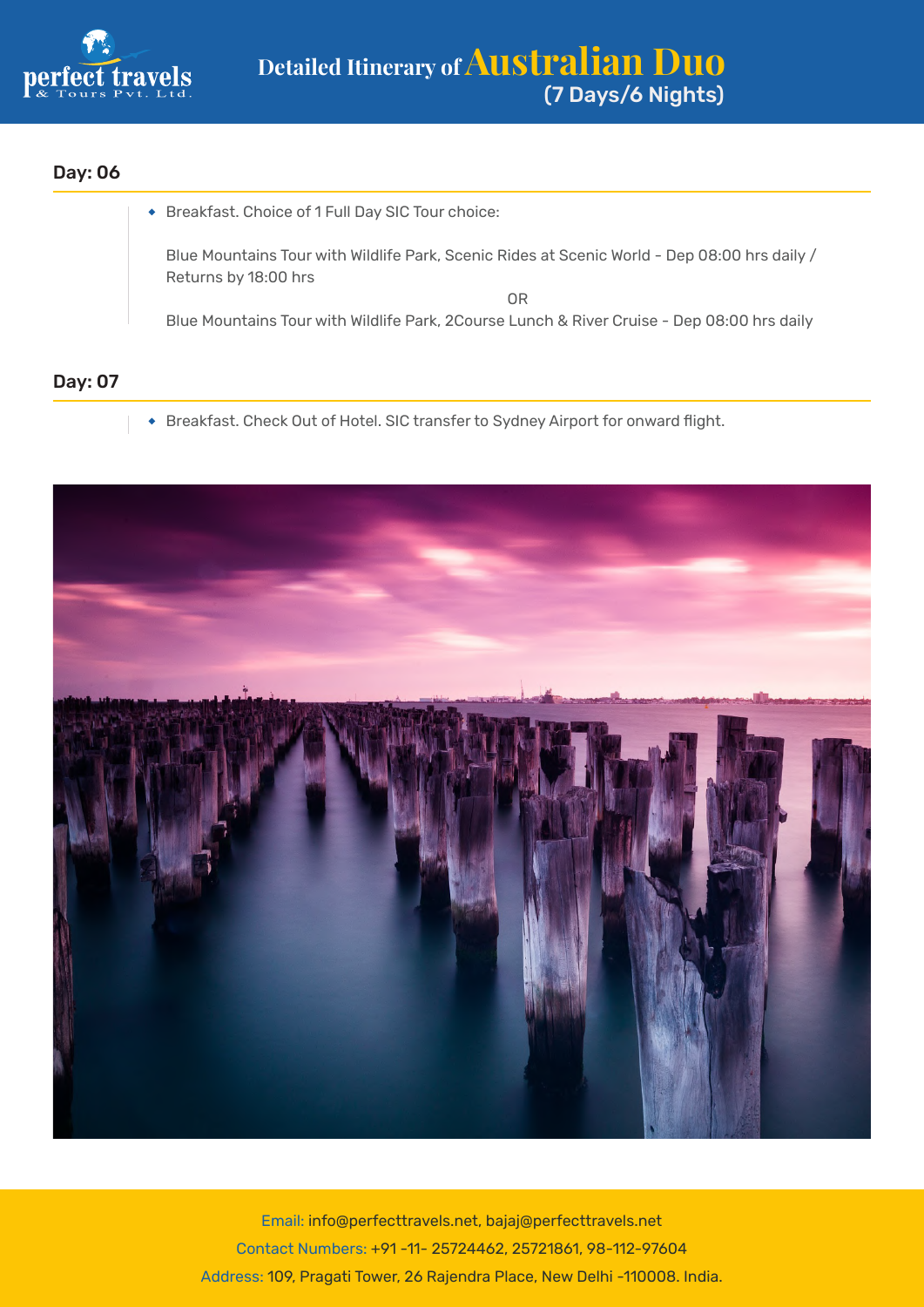## Day: 06

- Breakfast. Choice of 1 Full Day SIC Tour choice:

  Blue Mountains Tour with Wildlife Park, Scenic Rides at Scenic World - Dep 08:00 hrs daily / Returns by 18:00 hrs

  OR

  Blue Mountains Tour with Wildlife Park, 2Course Lunch & River Cruise - Dep 08:00 hrs daily

## Day: 07

- Breakfast. Check Out of Hotel. SIC transfer to Sydney Airport for onward flight.

Email: info@perfecttravels.net, bajaj@perfecttravels.net
Contact Numbers: +91 -11- 25724462, 25721861, 98-112-97604
Address: 109, Pragati Tower, 26 Rajendra Place, New Delhi -110008. India.